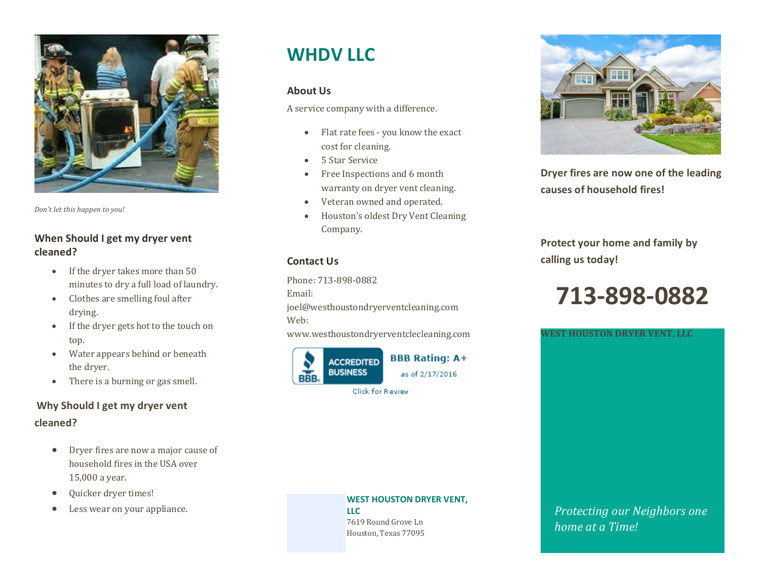*Don't let this happen to you!*

### When Should I get my dryer vent cleaned?

- If the dryer takes more than 50 minutes to dry a full load of laundry.
- Clothes are smelling foul after drying.
- If the dryer gets hot to the touch on top.
- Water appears behind or beneath the dryer.
- There is a burning or gas smell.

### Why Should I get my dryer vent cleaned?

- Dryer fires are now a major cause of household fires in the USA over 15,000 a year.
- Quicker dryer times!
- Less wear on your appliance.

# WHDV LLC

### About Us

A service company with a difference.

- Flat rate fees - you know the exact cost for cleaning.
- 5 Star Service
- Free Inspections and 6 month warranty on dryer vent cleaning.
- Veteran owned and operated.
- Houston's oldest Dry Vent Cleaning Company.

### Contact Us

Phone: 713-898-0882
Email: joel@westhoustondryerventcleaning.com
Web: www.westhoustondryerventclecleaning.com

ACCREDITED BUSINESS BBB Rating: A+ as of 2/17/2016
Click for Review

**WEST HOUSTON DRYER VENT, LLC**
7619 Round Grove Ln
Houston, Texas 77095

**Dryer fires are now one of the leading causes of household fires!**

**Protect your home and family by calling us today!**

# 713-898-0882

**WEST HOUSTON DRYER VENT, LLC**

*Protecting our Neighbors one home at a Time!*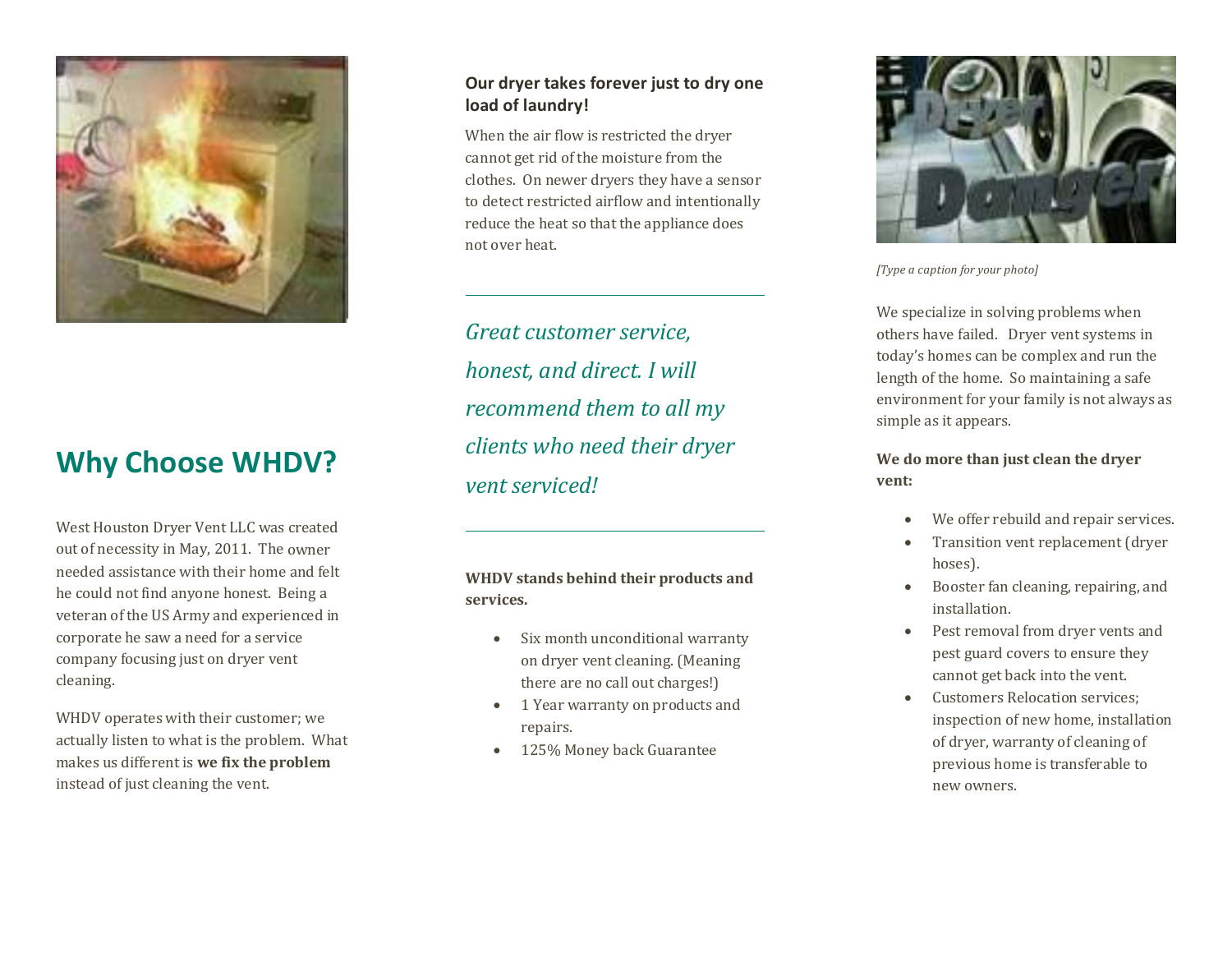## Why Choose WHDV?

West Houston Dryer Vent LLC was created out of necessity in May, 2011. The owner needed assistance with their home and felt he could not find anyone honest. Being a veteran of the US Army and experienced in corporate he saw a need for a service company focusing just on dryer vent cleaning.

WHDV operates with their customer; we actually listen to what is the problem. What makes us different is **we fix the problem** instead of just cleaning the vent.

### Our dryer takes forever just to dry one load of laundry!

When the air flow is restricted the dryer cannot get rid of the moisture from the clothes. On newer dryers they have a sensor to detect restricted airflow and intentionally reduce the heat so that the appliance does not over heat.

---

*Great customer service, honest, and direct. I will recommend them to all my clients who need their dryer vent serviced!*

---

**WHDV stands behind their products and services.**

- Six month unconditional warranty on dryer vent cleaning. (Meaning there are no call out charges!)
- 1 Year warranty on products and repairs.
- 125% Money back Guarantee

*[Type a caption for your photo]*

We specialize in solving problems when others have failed. Dryer vent systems in today's homes can be complex and run the length of the home. So maintaining a safe environment for your family is not always as simple as it appears.

**We do more than just clean the dryer vent:**

- We offer rebuild and repair services.
- Transition vent replacement (dryer hoses).
- Booster fan cleaning, repairing, and installation.
- Pest removal from dryer vents and pest guard covers to ensure they cannot get back into the vent.
- Customers Relocation services; inspection of new home, installation of dryer, warranty of cleaning of previous home is transferable to new owners.